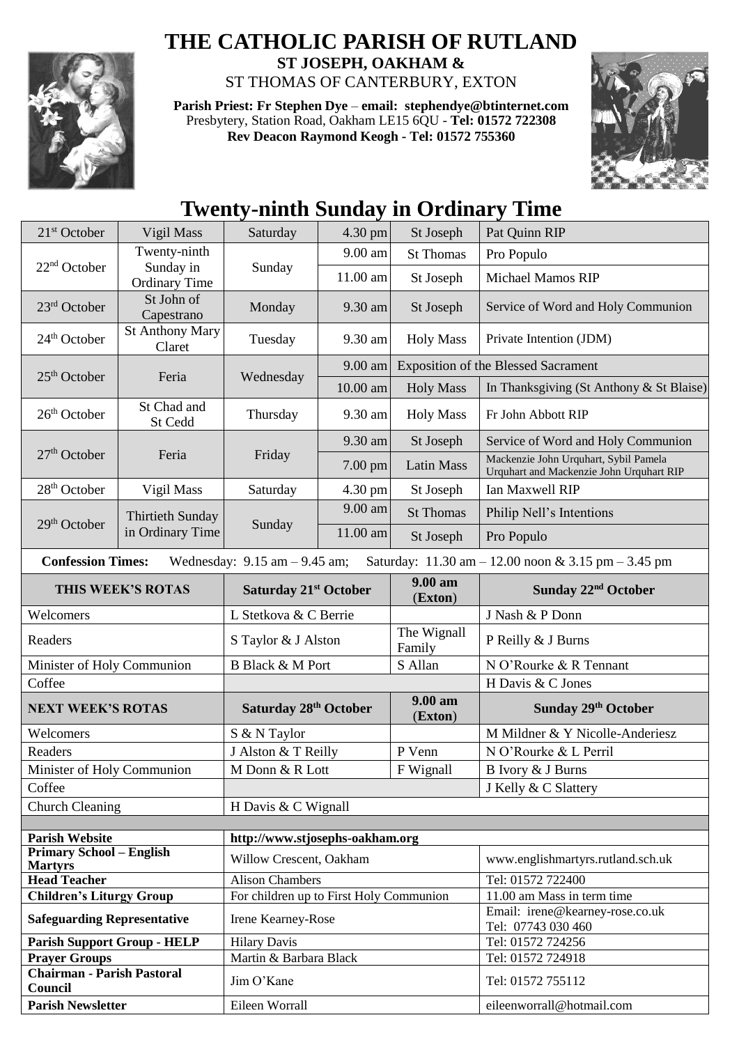# THE CATHOLIC PARISH OF RUTLAND

**ST JOSEPH, OAKHAM &**

ST THOMAS OF CANTERBURY, EXTON

**Parish Priest: Fr Stephen Dye** – **email: stephendye@btinternet.com**
Presbytery, Station Road, Oakham LE15 6QU - **Tel: 01572 722308**
**Rev Deacon Raymond Keogh - Tel: 01572 755360**

## Twenty-ninth Sunday in Ordinary Time

| | | | | | |
|---|---|---|---|---|---|
| 21st October | Vigil Mass | Saturday | 4.30 pm | St Joseph | Pat Quinn RIP |
| 22nd October | Twenty-ninth Sunday in Ordinary Time | Sunday | 9.00 am | St Thomas | Pro Populo |
| | | | 11.00 am | St Joseph | Michael Mamos RIP |
| 23rd October | St John of Capestrano | Monday | 9.30 am | St Joseph | Service of Word and Holy Communion |
| 24th October | St Anthony Mary Claret | Tuesday | 9.30 am | Holy Mass | Private Intention (JDM) |
| 25th October | Feria | Wednesday | 9.00 am | Exposition of the Blessed Sacrament | |
| | | | 10.00 am | Holy Mass | In Thanksgiving (St Anthony & St Blaise) |
| 26th October | St Chad and St Cedd | Thursday | 9.30 am | Holy Mass | Fr John Abbott RIP |
| 27th October | Feria | Friday | 9.30 am | St Joseph | Service of Word and Holy Communion |
| | | | 7.00 pm | Latin Mass | Mackenzie John Urquhart, Sybil Pamela Urquhart and Mackenzie John Urquhart RIP |
| 28th October | Vigil Mass | Saturday | 4.30 pm | St Joseph | Ian Maxwell RIP |
| 29th October | Thirtieth Sunday in Ordinary Time | Sunday | 9.00 am | St Thomas | Philip Nell's Intentions |
| | | | 11.00 am | St Joseph | Pro Populo |

**Confession Times:** Wednesday: 9.15 am – 9.45 am; Saturday: 11.30 am – 12.00 noon & 3.15 pm – 3.45 pm

| **THIS WEEK'S ROTAS** | **Saturday 21st October** | **9.00 am (Exton)** | **Sunday 22nd October** |
|---|---|---|---|
| Welcomers | L Stetkova & C Berrie | | J Nash & P Donn |
| Readers | S Taylor & J Alston | The Wignall Family | P Reilly & J Burns |
| Minister of Holy Communion | B Black & M Port | S Allan | N O'Rourke & R Tennant |
| Coffee | | | H Davis & C Jones |
| **NEXT WEEK'S ROTAS** | **Saturday 28th October** | **9.00 am (Exton)** | **Sunday 29th October** |
| Welcomers | S & N Taylor | | M Mildner & Y Nicolle-Anderiesz |
| Readers | J Alston & T Reilly | P Venn | N O'Rourke & L Perril |
| Minister of Holy Communion | M Donn & R Lott | F Wignall | B Ivory & J Burns |
| Coffee | | | J Kelly & C Slattery |
| Church Cleaning | H Davis & C Wignall | | |

| | | |
|---|---|---|
| **Parish Website** | **http://www.stjosephs-oakham.org** | |
| **Primary School – English Martyrs** | Willow Crescent, Oakham | www.englishmartyrs.rutland.sch.uk |
| **Head Teacher** | Alison Chambers | Tel: 01572 722400 |
| **Children's Liturgy Group** | For children up to First Holy Communion | 11.00 am Mass in term time |
| **Safeguarding Representative** | Irene Kearney-Rose | Email: irene@kearney-rose.co.uk Tel: 07743 030 460 |
| **Parish Support Group - HELP** | Hilary Davis | Tel: 01572 724256 |
| **Prayer Groups** | Martin & Barbara Black | Tel: 01572 724918 |
| **Chairman - Parish Pastoral Council** | Jim O'Kane | Tel: 01572 755112 |
| **Parish Newsletter** | Eileen Worrall | eileenworrall@hotmail.com |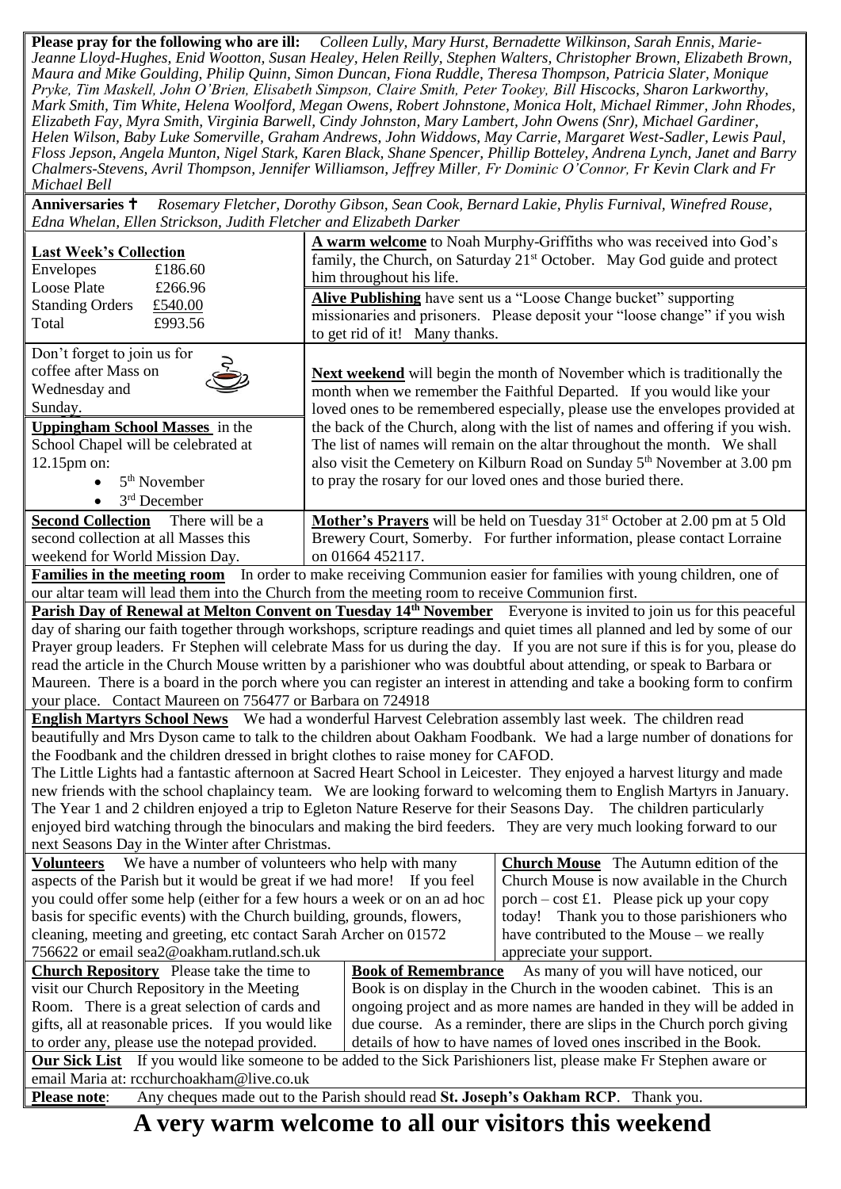**Please pray for the following who are ill:** *Colleen Lully, Mary Hurst, Bernadette Wilkinson, Sarah Ennis, Marie-Jeanne Lloyd-Hughes, Enid Wootton, Susan Healey, Helen Reilly, Stephen Walters, Christopher Brown, Elizabeth Brown, Maura and Mike Goulding, Philip Quinn, Simon Duncan, Fiona Ruddle, Theresa Thompson, Patricia Slater, Monique Pryke, Tim Maskell, John O'Brien, Elisabeth Simpson, Claire Smith, Peter Tookey, Bill Hiscocks, Sharon Larkworthy, Mark Smith, Tim White, Helena Woolford, Megan Owens, Robert Johnstone, Monica Holt, Michael Rimmer, John Rhodes, Elizabeth Fay, Myra Smith, Virginia Barwell, Cindy Johnston, Mary Lambert, John Owens (Snr), Michael Gardiner, Helen Wilson, Baby Luke Somerville, Graham Andrews, John Widdows, May Carrie, Margaret West-Sadler, Lewis Paul, Floss Jepson, Angela Munton, Nigel Stark, Karen Black, Shane Spencer, Phillip Botteley, Andrena Lynch, Janet and Barry Chalmers-Stevens, Avril Thompson, Jennifer Williamson, Jeffrey Miller, Fr Dominic O'Connor, Fr Kevin Clark and Fr Michael Bell*

**Anniversaries ✝** *Rosemary Fletcher, Dorothy Gibson, Sean Cook, Bernard Lakie, Phylis Furnival, Winefred Rouse, Edna Whelan, Ellen Strickson, Judith Fletcher and Elizabeth Darker*

**Last Week's Collection**

| | |
|---|---|
| Envelopes | £186.60 |
| Loose Plate | £266.96 |
| Standing Orders | £540.00 |
| Total | £993.56 |

**A warm welcome** to Noah Murphy-Griffiths who was received into God's family, the Church, on Saturday 21st October. May God guide and protect him throughout his life.

**Alive Publishing** have sent us a "Loose Change bucket" supporting missionaries and prisoners. Please deposit your "loose change" if you wish to get rid of it! Many thanks.

Don't forget to join us for coffee after Mass on Wednesday and Sunday.

**Uppingham School Masses** in the School Chapel will be celebrated at 12.15pm on:

- 5th November
- 3rd December

**Next weekend** will begin the month of November which is traditionally the month when we remember the Faithful Departed. If you would like your loved ones to be remembered especially, please use the envelopes provided at the back of the Church, along with the list of names and offering if you wish. The list of names will remain on the altar throughout the month. We shall also visit the Cemetery on Kilburn Road on Sunday 5th November at 3.00 pm to pray the rosary for our loved ones and those buried there.

**Second Collection** There will be a second collection at all Masses this weekend for World Mission Day.

**Mother's Prayers** will be held on Tuesday 31st October at 2.00 pm at 5 Old Brewery Court, Somerby. For further information, please contact Lorraine on 01664 452117.

**Families in the meeting room** In order to make receiving Communion easier for families with young children, one of our altar team will lead them into the Church from the meeting room to receive Communion first.

**Parish Day of Renewal at Melton Convent on Tuesday 14th November** Everyone is invited to join us for this peaceful day of sharing our faith together through workshops, scripture readings and quiet times all planned and led by some of our Prayer group leaders. Fr Stephen will celebrate Mass for us during the day. If you are not sure if this is for you, please do read the article in the Church Mouse written by a parishioner who was doubtful about attending, or speak to Barbara or Maureen. There is a board in the porch where you can register an interest in attending and take a booking form to confirm your place. Contact Maureen on 756477 or Barbara on 724918

**English Martyrs School News** We had a wonderful Harvest Celebration assembly last week. The children read beautifully and Mrs Dyson came to talk to the children about Oakham Foodbank. We had a large number of donations for the Foodbank and the children dressed in bright clothes to raise money for CAFOD.

The Little Lights had a fantastic afternoon at Sacred Heart School in Leicester. They enjoyed a harvest liturgy and made new friends with the school chaplaincy team. We are looking forward to welcoming them to English Martyrs in January. The Year 1 and 2 children enjoyed a trip to Egleton Nature Reserve for their Seasons Day. The children particularly enjoyed bird watching through the binoculars and making the bird feeders. They are very much looking forward to our next Seasons Day in the Winter after Christmas.

**Volunteers** We have a number of volunteers who help with many aspects of the Parish but it would be great if we had more! If you feel you could offer some help (either for a few hours a week or on an ad hoc basis for specific events) with the Church building, grounds, flowers, cleaning, meeting and greeting, etc contact Sarah Archer on 01572 756622 or email sea2@oakham.rutland.sch.uk

**Church Mouse** The Autumn edition of the Church Mouse is now available in the Church porch – cost £1. Please pick up your copy today! Thank you to those parishioners who have contributed to the Mouse – we really appreciate your support.

**Church Repository** Please take the time to visit our Church Repository in the Meeting Room. There is a great selection of cards and gifts, all at reasonable prices. If you would like to order any, please use the notepad provided.

**Book of Remembrance** As many of you will have noticed, our Book is on display in the Church in the wooden cabinet. This is an ongoing project and as more names are handed in they will be added in due course. As a reminder, there are slips in the Church porch giving details of how to have names of loved ones inscribed in the Book.

**Our Sick List** If you would like someone to be added to the Sick Parishioners list, please make Fr Stephen aware or email Maria at: rcchurchoakham@live.co.uk

**Please note**: Any cheques made out to the Parish should read **St. Joseph's Oakham RCP**. Thank you.

# A very warm welcome to all our visitors this weekend